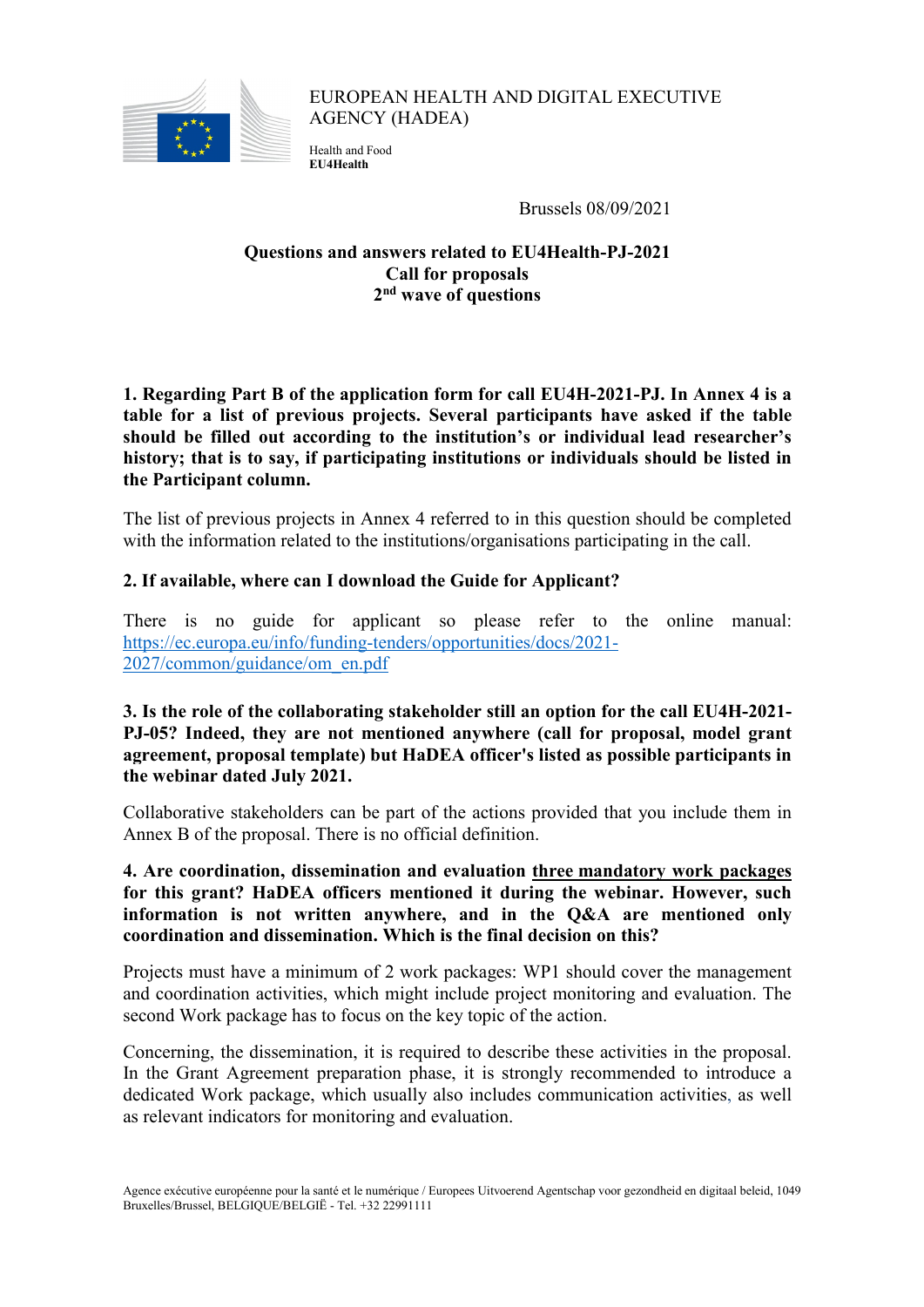EUROPEAN HEALTH AND DIGITAL EXECUTIVE AGENCY (HADEA)

Health and Food
**EU4Health**

Brussels 08/09/2021

**Questions and answers related to EU4Health-PJ-2021**
**Call for proposals**
**2nd wave of questions**

**1. Regarding Part B of the application form for call EU4H-2021-PJ. In Annex 4 is a table for a list of previous projects. Several participants have asked if the table should be filled out according to the institution's or individual lead researcher's history; that is to say, if participating institutions or individuals should be listed in the Participant column.**

The list of previous projects in Annex 4 referred to in this question should be completed with the information related to the institutions/organisations participating in the call.

**2. If available, where can I download the Guide for Applicant?**

There is no guide for applicant so please refer to the online manual: https://ec.europa.eu/info/funding-tenders/opportunities/docs/2021-2027/common/guidance/om_en.pdf

**3. Is the role of the collaborating stakeholder still an option for the call EU4H-2021-PJ-05? Indeed, they are not mentioned anywhere (call for proposal, model grant agreement, proposal template) but HaDEA officer's listed as possible participants in the webinar dated July 2021.**

Collaborative stakeholders can be part of the actions provided that you include them in Annex B of the proposal. There is no official definition.

**4. Are coordination, dissemination and evaluation <u>three mandatory work packages</u> for this grant? HaDEA officers mentioned it during the webinar. However, such information is not written anywhere, and in the Q&A are mentioned only coordination and dissemination. Which is the final decision on this?**

Projects must have a minimum of 2 work packages: WP1 should cover the management and coordination activities, which might include project monitoring and evaluation. The second Work package has to focus on the key topic of the action.

Concerning, the dissemination, it is required to describe these activities in the proposal. In the Grant Agreement preparation phase, it is strongly recommended to introduce a dedicated Work package, which usually also includes communication activities, as well as relevant indicators for monitoring and evaluation.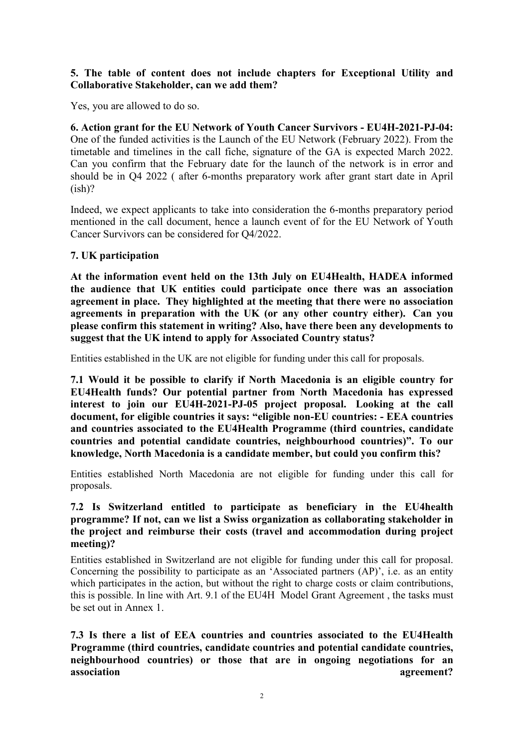**5. The table of content does not include chapters for Exceptional Utility and Collaborative Stakeholder, can we add them?**

Yes, you are allowed to do so.

**6. Action grant for the EU Network of Youth Cancer Survivors - EU4H-2021-PJ-04:** One of the funded activities is the Launch of the EU Network (February 2022). From the timetable and timelines in the call fiche, signature of the GA is expected March 2022. Can you confirm that the February date for the launch of the network is in error and should be in Q4 2022 ( after 6-months preparatory work after grant start date in April (ish)?

Indeed, we expect applicants to take into consideration the 6-months preparatory period mentioned in the call document, hence a launch event of for the EU Network of Youth Cancer Survivors can be considered for Q4/2022.

**7. UK participation**

**At the information event held on the 13th July on EU4Health, HADEA informed the audience that UK entities could participate once there was an association agreement in place. They highlighted at the meeting that there were no association agreements in preparation with the UK (or any other country either). Can you please confirm this statement in writing? Also, have there been any developments to suggest that the UK intend to apply for Associated Country status?**

Entities established in the UK are not eligible for funding under this call for proposals.

**7.1 Would it be possible to clarify if North Macedonia is an eligible country for EU4Health funds? Our potential partner from North Macedonia has expressed interest to join our EU4H-2021-PJ-05 project proposal. Looking at the call document, for eligible countries it says: "eligible non-EU countries: - EEA countries and countries associated to the EU4Health Programme (third countries, candidate countries and potential candidate countries, neighbourhood countries)". To our knowledge, North Macedonia is a candidate member, but could you confirm this?**

Entities established North Macedonia are not eligible for funding under this call for proposals.

**7.2 Is Switzerland entitled to participate as beneficiary in the EU4health programme? If not, can we list a Swiss organization as collaborating stakeholder in the project and reimburse their costs (travel and accommodation during project meeting)?**

Entities established in Switzerland are not eligible for funding under this call for proposal. Concerning the possibility to participate as an 'Associated partners (AP)', i.e. as an entity which participates in the action, but without the right to charge costs or claim contributions, this is possible. In line with Art. 9.1 of the EU4H Model Grant Agreement , the tasks must be set out in Annex 1.

**7.3 Is there a list of EEA countries and countries associated to the EU4Health Programme (third countries, candidate countries and potential candidate countries, neighbourhood countries) or those that are in ongoing negotiations for an association agreement?**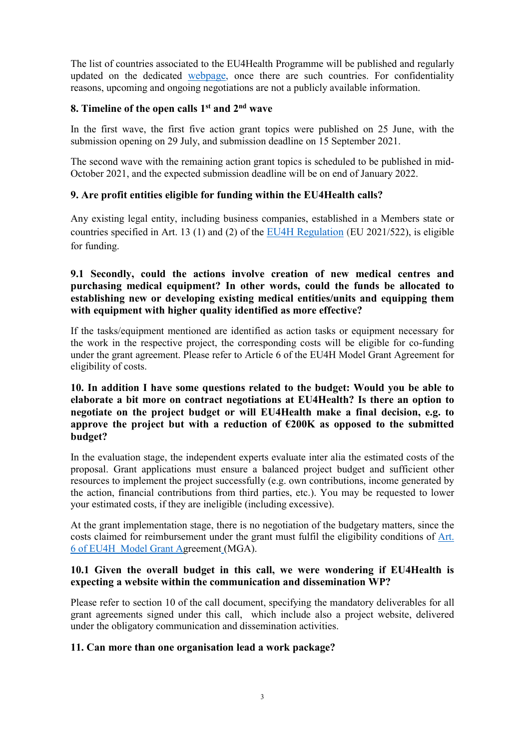The list of countries associated to the EU4Health Programme will be published and regularly updated on the dedicated webpage, once there are such countries. For confidentiality reasons, upcoming and ongoing negotiations are not a publicly available information.

## 8. Timeline of the open calls 1st and 2nd wave

In the first wave, the first five action grant topics were published on 25 June, with the submission opening on 29 July, and submission deadline on 15 September 2021.

The second wave with the remaining action grant topics is scheduled to be published in mid-October 2021, and the expected submission deadline will be on end of January 2022.

## 9. Are profit entities eligible for funding within the EU4Health calls?

Any existing legal entity, including business companies, established in a Members state or countries specified in Art. 13 (1) and (2) of the EU4H Regulation (EU 2021/522), is eligible for funding.

### 9.1 Secondly, could the actions involve creation of new medical centres and purchasing medical equipment? In other words, could the funds be allocated to establishing new or developing existing medical entities/units and equipping them with equipment with higher quality identified as more effective?

If the tasks/equipment mentioned are identified as action tasks or equipment necessary for the work in the respective project, the corresponding costs will be eligible for co-funding under the grant agreement. Please refer to Article 6 of the EU4H Model Grant Agreement for eligibility of costs.

## 10. In addition I have some questions related to the budget: Would you be able to elaborate a bit more on contract negotiations at EU4Health? Is there an option to negotiate on the project budget or will EU4Health make a final decision, e.g. to approve the project but with a reduction of €200K as opposed to the submitted budget?

In the evaluation stage, the independent experts evaluate inter alia the estimated costs of the proposal. Grant applications must ensure a balanced project budget and sufficient other resources to implement the project successfully (e.g. own contributions, income generated by the action, financial contributions from third parties, etc.). You may be requested to lower your estimated costs, if they are ineligible (including excessive).

At the grant implementation stage, there is no negotiation of the budgetary matters, since the costs claimed for reimbursement under the grant must fulfil the eligibility conditions of Art. 6 of EU4H Model Grant Agreement (MGA).

### 10.1 Given the overall budget in this call, we were wondering if EU4Health is expecting a website within the communication and dissemination WP?

Please refer to section 10 of the call document, specifying the mandatory deliverables for all grant agreements signed under this call, which include also a project website, delivered under the obligatory communication and dissemination activities.

## 11. Can more than one organisation lead a work package?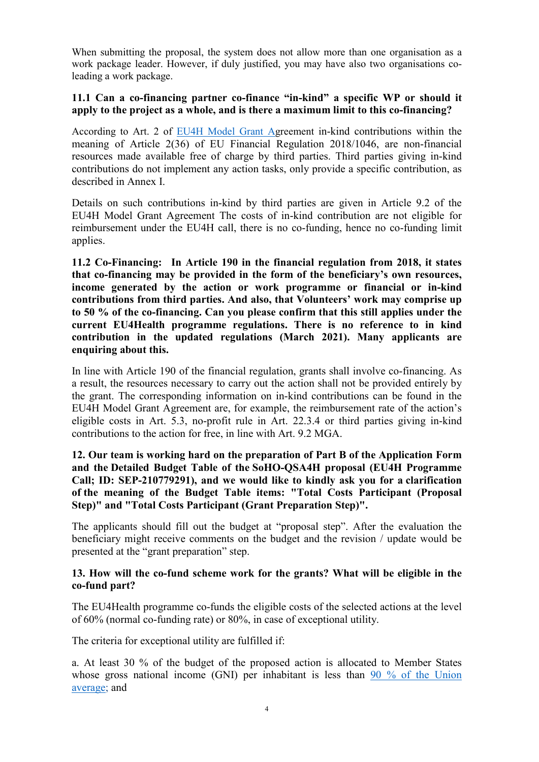When submitting the proposal, the system does not allow more than one organisation as a work package leader. However, if duly justified, you may have also two organisations co-leading a work package.

**11.1 Can a co-financing partner co-finance "in-kind" a specific WP or should it apply to the project as a whole, and is there a maximum limit to this co-financing?**

According to Art. 2 of EU4H Model Grant Agreement in-kind contributions within the meaning of Article 2(36) of EU Financial Regulation 2018/1046, are non-financial resources made available free of charge by third parties. Third parties giving in-kind contributions do not implement any action tasks, only provide a specific contribution, as described in Annex I.

Details on such contributions in-kind by third parties are given in Article 9.2 of the EU4H Model Grant Agreement The costs of in-kind contribution are not eligible for reimbursement under the EU4H call, there is no co-funding, hence no co-funding limit applies.

**11.2 Co-Financing: In Article 190 in the financial regulation from 2018, it states that co-financing may be provided in the form of the beneficiary's own resources, income generated by the action or work programme or financial or in-kind contributions from third parties. And also, that Volunteers' work may comprise up to 50 % of the co-financing. Can you please confirm that this still applies under the current EU4Health programme regulations. There is no reference to in kind contribution in the updated regulations (March 2021). Many applicants are enquiring about this.**

In line with Article 190 of the financial regulation, grants shall involve co-financing. As a result, the resources necessary to carry out the action shall not be provided entirely by the grant. The corresponding information on in-kind contributions can be found in the EU4H Model Grant Agreement are, for example, the reimbursement rate of the action's eligible costs in Art. 5.3, no-profit rule in Art. 22.3.4 or third parties giving in-kind contributions to the action for free, in line with Art. 9.2 MGA.

**12. Our team is working hard on the preparation of Part B of the Application Form and the Detailed Budget Table of the SoHO-QSA4H proposal (EU4H Programme Call; ID: SEP-210779291), and we would like to kindly ask you for a clarification of the meaning of the Budget Table items: "Total Costs Participant (Proposal Step)" and "Total Costs Participant (Grant Preparation Step)".**

The applicants should fill out the budget at "proposal step". After the evaluation the beneficiary might receive comments on the budget and the revision / update would be presented at the "grant preparation" step.

**13. How will the co-fund scheme work for the grants? What will be eligible in the co-fund part?**

The EU4Health programme co-funds the eligible costs of the selected actions at the level of 60% (normal co-funding rate) or 80%, in case of exceptional utility.

The criteria for exceptional utility are fulfilled if:

a. At least 30 % of the budget of the proposed action is allocated to Member States whose gross national income (GNI) per inhabitant is less than 90 % of the Union average; and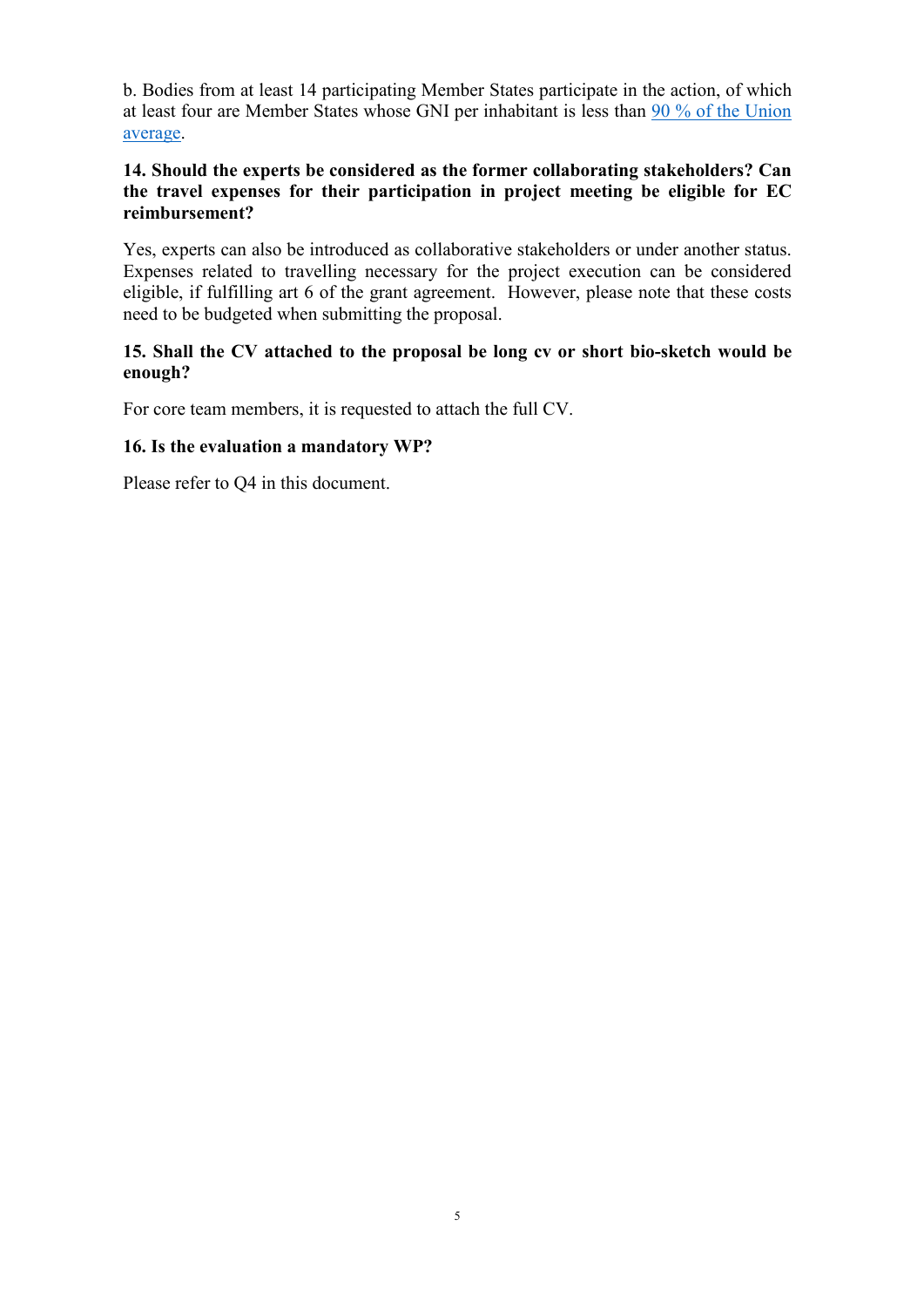b. Bodies from at least 14 participating Member States participate in the action, of which at least four are Member States whose GNI per inhabitant is less than 90 % of the Union average.

**14. Should the experts be considered as the former collaborating stakeholders? Can the travel expenses for their participation in project meeting be eligible for EC reimbursement?**

Yes, experts can also be introduced as collaborative stakeholders or under another status. Expenses related to travelling necessary for the project execution can be considered eligible, if fulfilling art 6 of the grant agreement. However, please note that these costs need to be budgeted when submitting the proposal.

**15. Shall the CV attached to the proposal be long cv or short bio-sketch would be enough?**

For core team members, it is requested to attach the full CV.

**16. Is the evaluation a mandatory WP?**

Please refer to Q4 in this document.